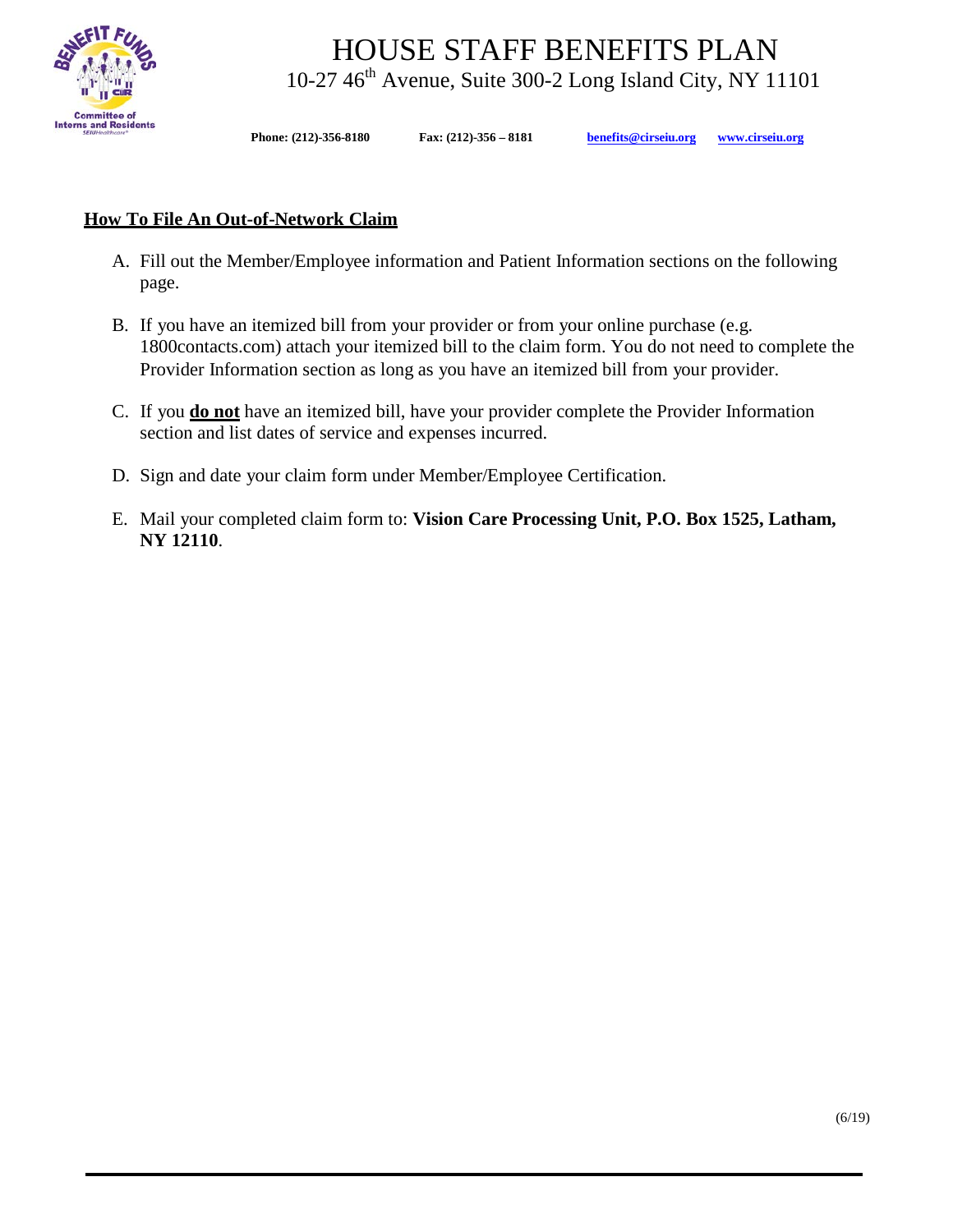# HOUSE STAFF BENEFITS PLAN

10-27 46th Avenue, Suite 300-2 Long Island City, NY 11101

**Phone: (212)-356-8180** **Fax: (212)-356 – 8181** **benefits@cirseiu.org** **www.cirseiu.org**

## How To File An Out-of-Network Claim

A. Fill out the Member/Employee information and Patient Information sections on the following page.

B. If you have an itemized bill from your provider or from your online purchase (e.g. 1800contacts.com) attach your itemized bill to the claim form. You do not need to complete the Provider Information section as long as you have an itemized bill from your provider.

C. If you **do not** have an itemized bill, have your provider complete the Provider Information section and list dates of service and expenses incurred.

D. Sign and date your claim form under Member/Employee Certification.

E. Mail your completed claim form to: **Vision Care Processing Unit, P.O. Box 1525, Latham, NY 12110**.

(6/19)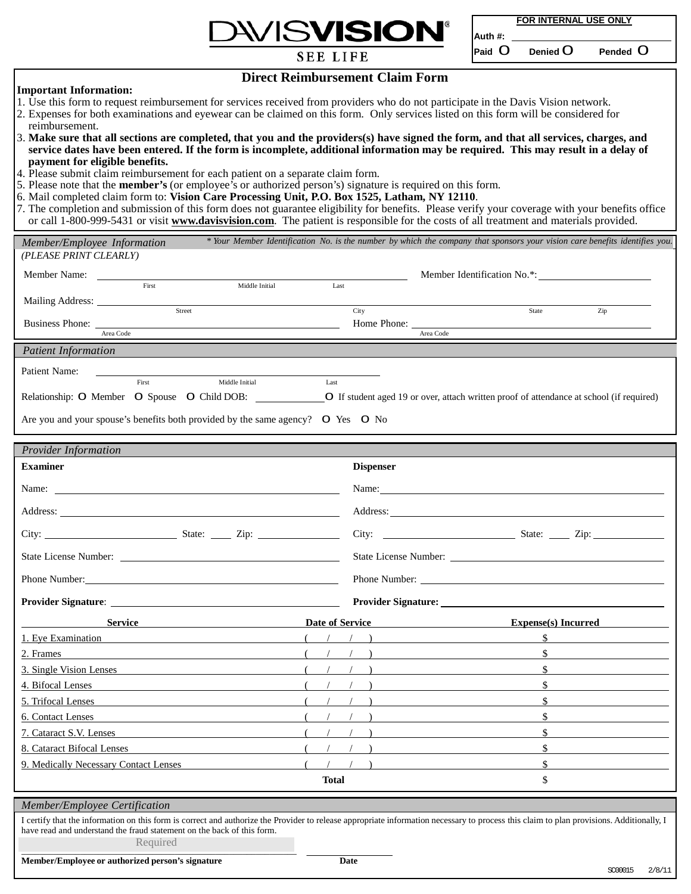DAVISVISION®

SEE LIFE

| FOR INTERNAL USE ONLY | | |
|---|---|---|
| Auth #: | | |
| Paid O | Denied O | Pended O |

# Direct Reimbursement Claim Form

**Important Information:**

1. Use this form to request reimbursement for services received from providers who do not participate in the Davis Vision network.
2. Expenses for both examinations and eyewear can be claimed on this form. Only services listed on this form will be considered for reimbursement.
3. **Make sure that all sections are completed, that you and the providers(s) have signed the form, and that all services, charges, and service dates have been entered. If the form is incomplete, additional information may be required. This may result in a delay of payment for eligible benefits.**
4. Please submit claim reimbursement for each patient on a separate claim form.
5. Please note that the **member's** (or employee's or authorized person's) signature is required on this form.
6. Mail completed claim form to: **Vision Care Processing Unit, P.O. Box 1525, Latham, NY 12110**.
7. The completion and submission of this form does not guarantee eligibility for benefits. Please verify your coverage with your benefits office or call 1-800-999-5431 or visit **www.davisvision.com**. The patient is responsible for the costs of all treatment and materials provided.

## *Member/Employee Information*

*\* Your Member Identification No. is the number by which the company that sponsors your vision care benefits identifies you.*

*(PLEASE PRINT CLEARLY)*

Member Name: ______________________ (First / Middle Initial / Last) Member Identification No.*: ______________

Mailing Address: ______________________ (Street / City / State / Zip)

Business Phone: ______________ (Area Code) Home Phone: ______________ (Area Code)

## *Patient Information*

Patient Name: ______________________ (First / Middle Initial / Last)

Relationship: O Member O Spouse O Child DOB: ____________ O If student aged 19 or over, attach written proof of attendance at school (if required)

Are you and your spouse's benefits both provided by the same agency? O Yes O No

## *Provider Information*

| **Examiner** | **Dispenser** |
|---|---|
| Name: | Name: |
| Address: | Address: |
| City: State: Zip: | City: State: Zip: |
| State License Number: | State License Number: |
| Phone Number: | Phone Number: |
| **Provider Signature**: | **Provider Signature:** |

| Service | Date of Service | Expense(s) Incurred |
|---|---|---|
| 1. Eye Examination | ( / / ) | $ |
| 2. Frames | ( / / ) | $ |
| 3. Single Vision Lenses | ( / / ) | $ |
| 4. Bifocal Lenses | ( / / ) | $ |
| 5. Trifocal Lenses | ( / / ) | $ |
| 6. Contact Lenses | ( / / ) | $ |
| 7. Cataract S.V. Lenses | ( / / ) | $ |
| 8. Cataract Bifocal Lenses | ( / / ) | $ |
| 9. Medically Necessary Contact Lenses | ( / / ) | $ |
| | **Total** | $ |

## *Member/Employee Certification*

I certify that the information on this form is correct and authorize the Provider to release appropriate information necessary to process this claim to plan provisions. Additionally, I have read and understand the fraud statement on the back of this form.

Required

**Member/Employee or authorized person's signature** **Date**

SC00015 2/8/11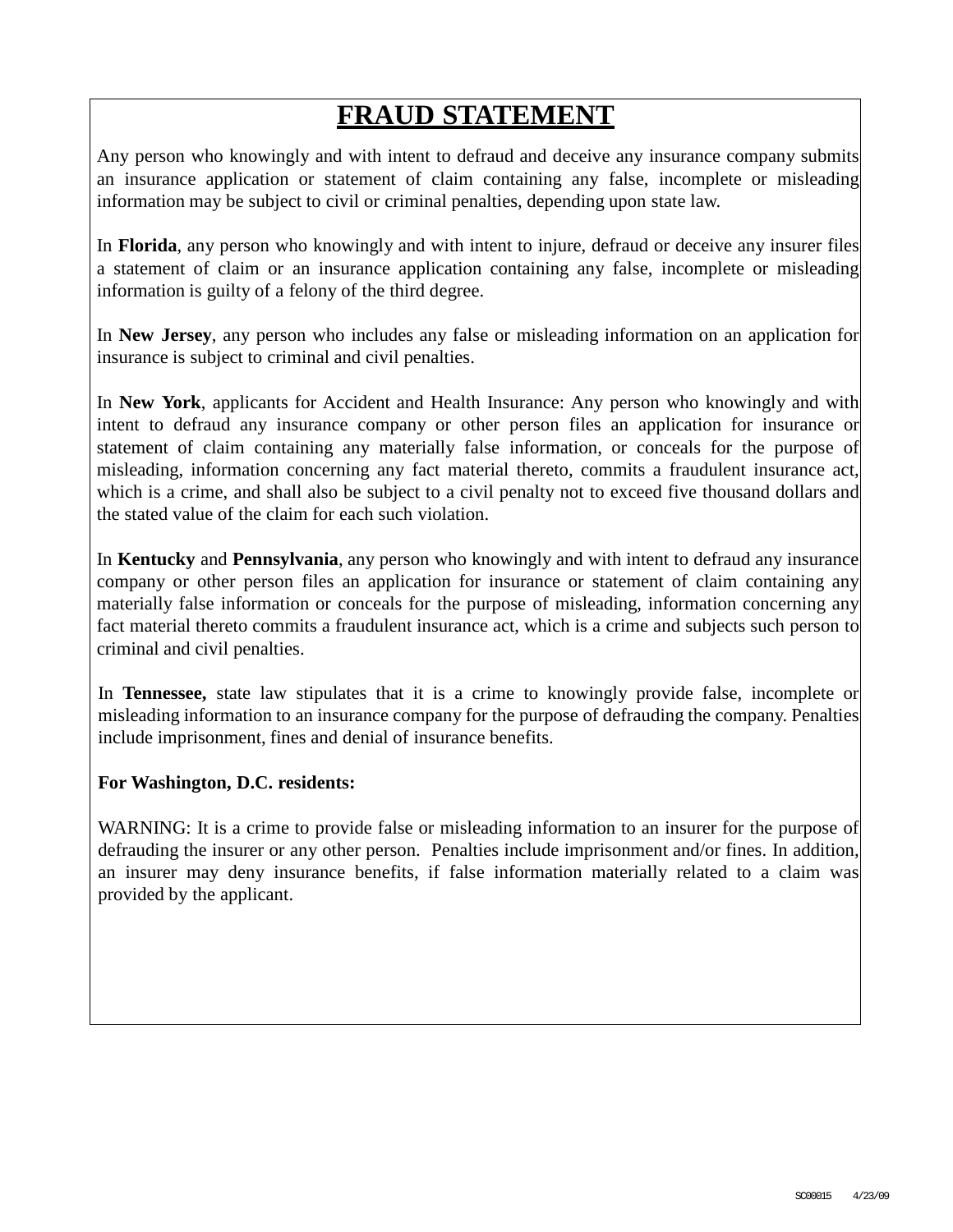# FRAUD STATEMENT

Any person who knowingly and with intent to defraud and deceive any insurance company submits an insurance application or statement of claim containing any false, incomplete or misleading information may be subject to civil or criminal penalties, depending upon state law.

In **Florida**, any person who knowingly and with intent to injure, defraud or deceive any insurer files a statement of claim or an insurance application containing any false, incomplete or misleading information is guilty of a felony of the third degree.

In **New Jersey**, any person who includes any false or misleading information on an application for insurance is subject to criminal and civil penalties.

In **New York**, applicants for Accident and Health Insurance: Any person who knowingly and with intent to defraud any insurance company or other person files an application for insurance or statement of claim containing any materially false information, or conceals for the purpose of misleading, information concerning any fact material thereto, commits a fraudulent insurance act, which is a crime, and shall also be subject to a civil penalty not to exceed five thousand dollars and the stated value of the claim for each such violation.

In **Kentucky** and **Pennsylvania**, any person who knowingly and with intent to defraud any insurance company or other person files an application for insurance or statement of claim containing any materially false information or conceals for the purpose of misleading, information concerning any fact material thereto commits a fraudulent insurance act, which is a crime and subjects such person to criminal and civil penalties.

In **Tennessee,** state law stipulates that it is a crime to knowingly provide false, incomplete or misleading information to an insurance company for the purpose of defrauding the company. Penalties include imprisonment, fines and denial of insurance benefits.

**For Washington, D.C. residents:**

WARNING: It is a crime to provide false or misleading information to an insurer for the purpose of defrauding the insurer or any other person. Penalties include imprisonment and/or fines. In addition, an insurer may deny insurance benefits, if false information materially related to a claim was provided by the applicant.

SC00015 4/23/09